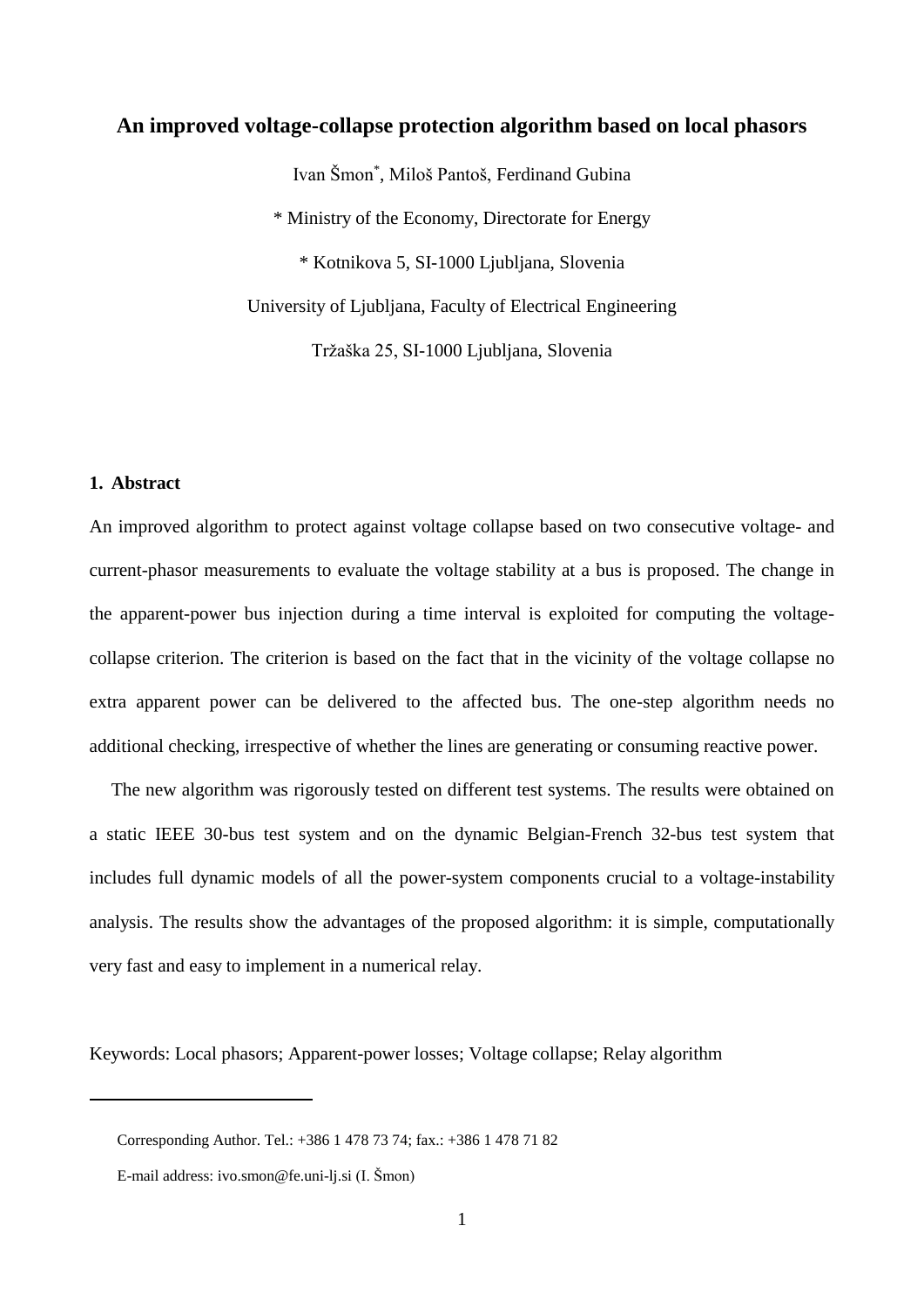# An improved voltage-collapse protection algorithm based on local phasors

Ivan Šmon*, Miloš Pantoš, Ferdinand Gubina

\* Ministry of the Economy, Directorate for Energy

\* Kotnikova 5, SI-1000 Ljubljana, Slovenia

University of Ljubljana, Faculty of Electrical Engineering

Tržaška 25, SI-1000 Ljubljana, Slovenia

## 1. Abstract

An improved algorithm to protect against voltage collapse based on two consecutive voltage- and current-phasor measurements to evaluate the voltage stability at a bus is proposed. The change in the apparent-power bus injection during a time interval is exploited for computing the voltage-collapse criterion. The criterion is based on the fact that in the vicinity of the voltage collapse no extra apparent power can be delivered to the affected bus. The one-step algorithm needs no additional checking, irrespective of whether the lines are generating or consuming reactive power.

The new algorithm was rigorously tested on different test systems. The results were obtained on a static IEEE 30-bus test system and on the dynamic Belgian-French 32-bus test system that includes full dynamic models of all the power-system components crucial to a voltage-instability analysis. The results show the advantages of the proposed algorithm: it is simple, computationally very fast and easy to implement in a numerical relay.

Keywords: Local phasors; Apparent-power losses; Voltage collapse; Relay algorithm

---

Corresponding Author. Tel.: +386 1 478 73 74; fax.: +386 1 478 71 82

E-mail address: ivo.smon@fe.uni-lj.si (I. Šmon)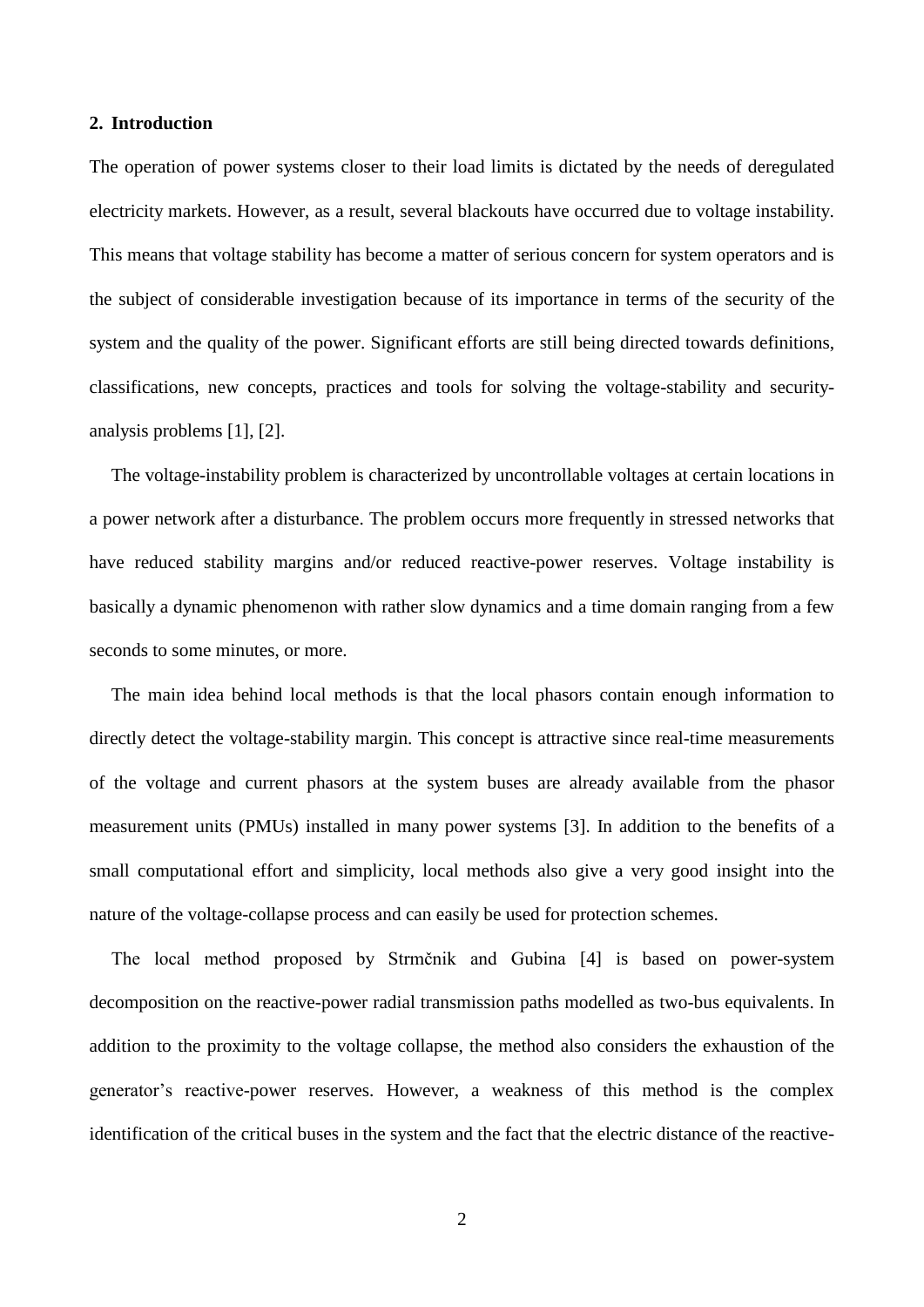## 2. Introduction

The operation of power systems closer to their load limits is dictated by the needs of deregulated electricity markets. However, as a result, several blackouts have occurred due to voltage instability. This means that voltage stability has become a matter of serious concern for system operators and is the subject of considerable investigation because of its importance in terms of the security of the system and the quality of the power. Significant efforts are still being directed towards definitions, classifications, new concepts, practices and tools for solving the voltage-stability and security-analysis problems [1], [2].

The voltage-instability problem is characterized by uncontrollable voltages at certain locations in a power network after a disturbance. The problem occurs more frequently in stressed networks that have reduced stability margins and/or reduced reactive-power reserves. Voltage instability is basically a dynamic phenomenon with rather slow dynamics and a time domain ranging from a few seconds to some minutes, or more.

The main idea behind local methods is that the local phasors contain enough information to directly detect the voltage-stability margin. This concept is attractive since real-time measurements of the voltage and current phasors at the system buses are already available from the phasor measurement units (PMUs) installed in many power systems [3]. In addition to the benefits of a small computational effort and simplicity, local methods also give a very good insight into the nature of the voltage-collapse process and can easily be used for protection schemes.

The local method proposed by Strmčnik and Gubina [4] is based on power-system decomposition on the reactive-power radial transmission paths modelled as two-bus equivalents. In addition to the proximity to the voltage collapse, the method also considers the exhaustion of the generator's reactive-power reserves. However, a weakness of this method is the complex identification of the critical buses in the system and the fact that the electric distance of the reactive-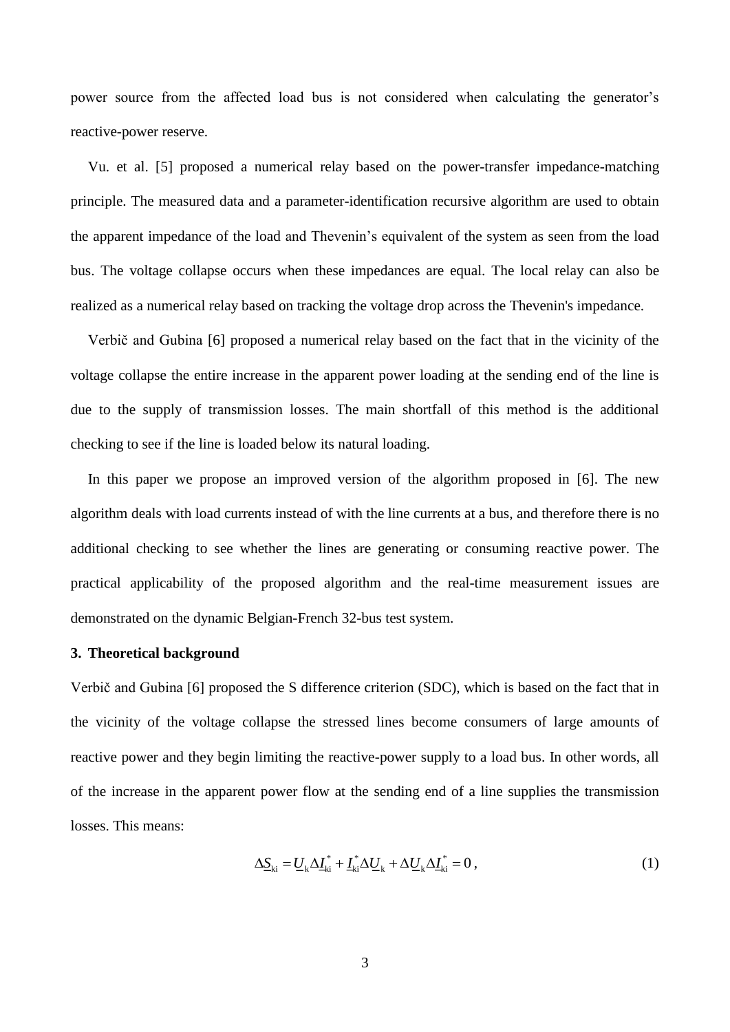power source from the affected load bus is not considered when calculating the generator's reactive-power reserve.

Vu. et al. [5] proposed a numerical relay based on the power-transfer impedance-matching principle. The measured data and a parameter-identification recursive algorithm are used to obtain the apparent impedance of the load and Thevenin's equivalent of the system as seen from the load bus. The voltage collapse occurs when these impedances are equal. The local relay can also be realized as a numerical relay based on tracking the voltage drop across the Thevenin's impedance.

Verbič and Gubina [6] proposed a numerical relay based on the fact that in the vicinity of the voltage collapse the entire increase in the apparent power loading at the sending end of the line is due to the supply of transmission losses. The main shortfall of this method is the additional checking to see if the line is loaded below its natural loading.

In this paper we propose an improved version of the algorithm proposed in [6]. The new algorithm deals with load currents instead of with the line currents at a bus, and therefore there is no additional checking to see whether the lines are generating or consuming reactive power. The practical applicability of the proposed algorithm and the real-time measurement issues are demonstrated on the dynamic Belgian-French 32-bus test system.

## 3. Theoretical background

Verbič and Gubina [6] proposed the S difference criterion (SDC), which is based on the fact that in the vicinity of the voltage collapse the stressed lines become consumers of large amounts of reactive power and they begin limiting the reactive-power supply to a load bus. In other words, all of the increase in the apparent power flow at the sending end of a line supplies the transmission losses. This means:

$$\Delta \underline{S}_{\mathrm{ki}} = \underline{U}_{\mathrm{k}} \Delta \underline{I}_{\mathrm{ki}}^{*} + \underline{I}_{\mathrm{ki}}^{*} \Delta \underline{U}_{\mathrm{k}} + \Delta \underline{U}_{\mathrm{k}} \Delta \underline{I}_{\mathrm{ki}}^{*} = 0\,, \tag{1}$$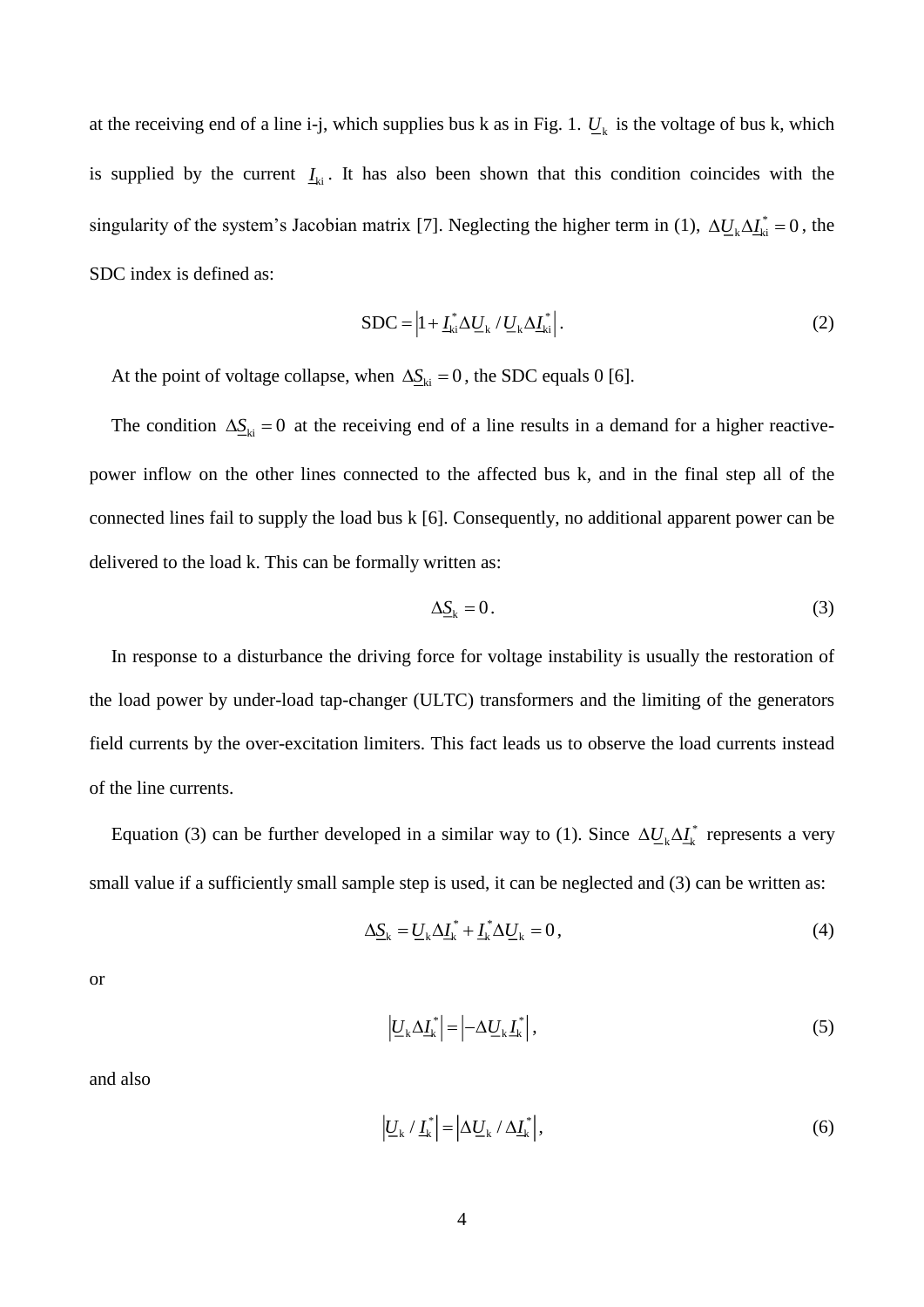at the receiving end of a line i-j, which supplies bus k as in Fig. 1. $\underline{U}_{\mathrm{k}}$ is the voltage of bus k, which is supplied by the current $\underline{I}_{\mathrm{ki}}$. It has also been shown that this condition coincides with the singularity of the system's Jacobian matrix [7]. Neglecting the higher term in (1), $\Delta\underline{U}_{\mathrm{k}}\Delta\underline{I}_{\mathrm{ki}}^{*}=0$, the SDC index is defined as:

$$\mathrm{SDC}=\left|1+\underline{I}_{\mathrm{ki}}^{*}\Delta\underline{U}_{\mathrm{k}}/\underline{U}_{\mathrm{k}}\Delta\underline{I}_{\mathrm{ki}}^{*}\right|. \tag{2}$$

At the point of voltage collapse, when $\Delta\underline{S}_{\mathrm{ki}}=0$, the SDC equals 0 [6].

The condition $\Delta\underline{S}_{\mathrm{ki}}=0$ at the receiving end of a line results in a demand for a higher reactive-power inflow on the other lines connected to the affected bus k, and in the final step all of the connected lines fail to supply the load bus k [6]. Consequently, no additional apparent power can be delivered to the load k. This can be formally written as:

$$\Delta\underline{S}_{\mathrm{k}}=0. \tag{3}$$

In response to a disturbance the driving force for voltage instability is usually the restoration of the load power by under-load tap-changer (ULTC) transformers and the limiting of the generators field currents by the over-excitation limiters. This fact leads us to observe the load currents instead of the line currents.

Equation (3) can be further developed in a similar way to (1). Since $\Delta\underline{U}_{\mathrm{k}}\Delta\underline{I}_{\mathrm{k}}^{*}$ represents a very small value if a sufficiently small sample step is used, it can be neglected and (3) can be written as:

$$\Delta\underline{S}_{\mathrm{k}}=\underline{U}_{\mathrm{k}}\Delta\underline{I}_{\mathrm{k}}^{*}+\underline{I}_{\mathrm{k}}^{*}\Delta\underline{U}_{\mathrm{k}}=0, \tag{4}$$

or

$$\left|\underline{U}_{\mathrm{k}}\Delta\underline{I}_{\mathrm{k}}^{*}\right|=\left|-\Delta\underline{U}_{\mathrm{k}}\underline{I}_{\mathrm{k}}^{*}\right|, \tag{5}$$

and also

$$\left|\underline{U}_{\mathrm{k}}/\underline{I}_{\mathrm{k}}^{*}\right|=\left|\Delta\underline{U}_{\mathrm{k}}/\Delta\underline{I}_{\mathrm{k}}^{*}\right|, \tag{6}$$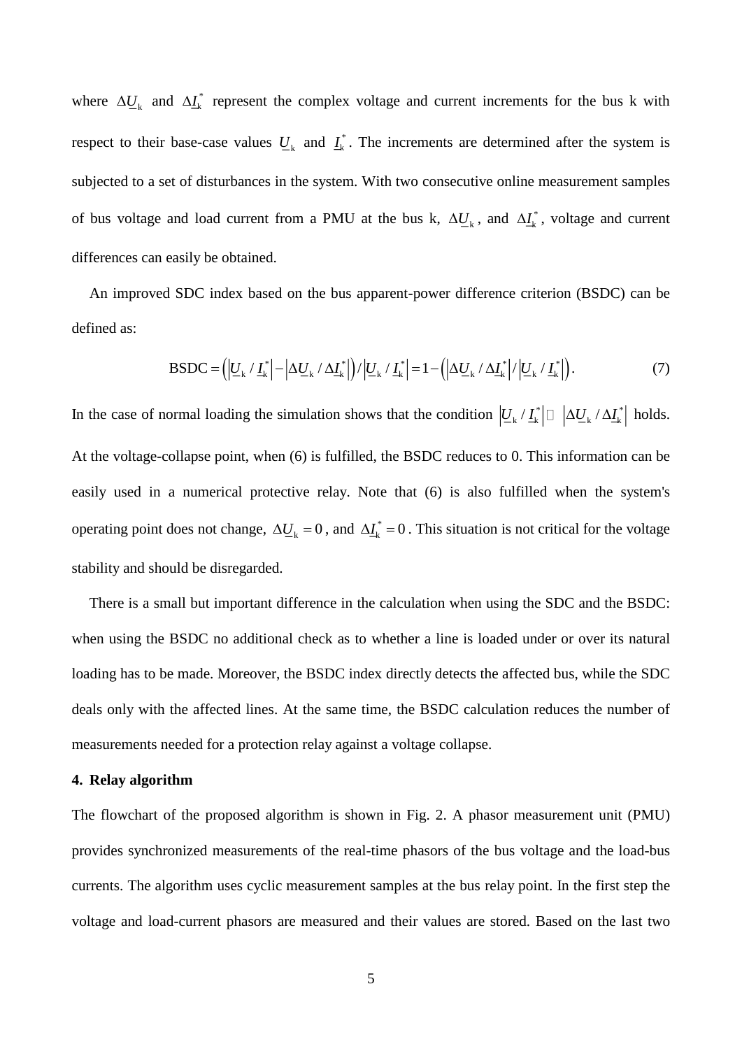where $\Delta \underline{U}_{\mathrm{k}}$ and $\Delta \underline{I}_{\mathrm{k}}^{*}$ represent the complex voltage and current increments for the bus k with respect to their base-case values $\underline{U}_{\mathrm{k}}$ and $\underline{I}_{\mathrm{k}}^{*}$. The increments are determined after the system is subjected to a set of disturbances in the system. With two consecutive online measurement samples of bus voltage and load current from a PMU at the bus k, $\Delta \underline{U}_{\mathrm{k}}$, and $\Delta \underline{I}_{\mathrm{k}}^{*}$, voltage and current differences can easily be obtained.

An improved SDC index based on the bus apparent-power difference criterion (BSDC) can be defined as:

$$\mathrm{BSDC} = \left( \left| \underline{U}_{\mathrm{k}} / \underline{I}_{\mathrm{k}}^{*} \right| - \left| \Delta \underline{U}_{\mathrm{k}} / \Delta \underline{I}_{\mathrm{k}}^{*} \right| \right) / \left| \underline{U}_{\mathrm{k}} / \underline{I}_{\mathrm{k}}^{*} \right| = 1 - \left( \left| \Delta \underline{U}_{\mathrm{k}} / \Delta \underline{I}_{\mathrm{k}}^{*} \right| / \left| \underline{U}_{\mathrm{k}} / \underline{I}_{\mathrm{k}}^{*} \right| \right). \tag{7}$$

In the case of normal loading the simulation shows that the condition $\left| \underline{U}_{\mathrm{k}} / \underline{I}_{\mathrm{k}}^{*} \right| \gg \left| \Delta \underline{U}_{\mathrm{k}} / \Delta \underline{I}_{\mathrm{k}}^{*} \right|$ holds. At the voltage-collapse point, when (6) is fulfilled, the BSDC reduces to 0. This information can be easily used in a numerical protective relay. Note that (6) is also fulfilled when the system's operating point does not change, $\Delta \underline{U}_{\mathrm{k}} = 0$, and $\Delta \underline{I}_{\mathrm{k}}^{*} = 0$. This situation is not critical for the voltage stability and should be disregarded.

There is a small but important difference in the calculation when using the SDC and the BSDC: when using the BSDC no additional check as to whether a line is loaded under or over its natural loading has to be made. Moreover, the BSDC index directly detects the affected bus, while the SDC deals only with the affected lines. At the same time, the BSDC calculation reduces the number of measurements needed for a protection relay against a voltage collapse.

## 4. Relay algorithm

The flowchart of the proposed algorithm is shown in Fig. 2. A phasor measurement unit (PMU) provides synchronized measurements of the real-time phasors of the bus voltage and the load-bus currents. The algorithm uses cyclic measurement samples at the bus relay point. In the first step the voltage and load-current phasors are measured and their values are stored. Based on the last two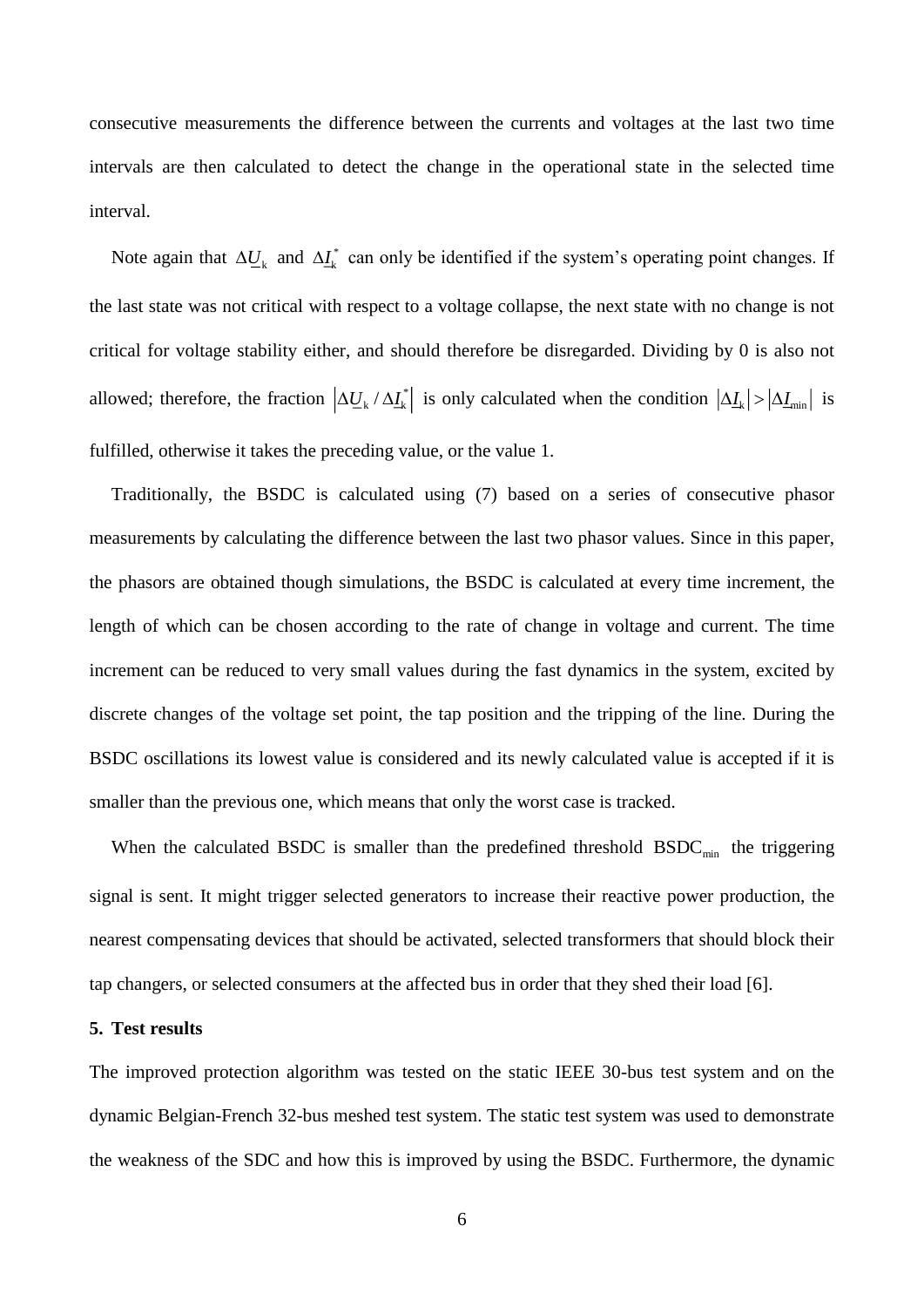consecutive measurements the difference between the currents and voltages at the last two time intervals are then calculated to detect the change in the operational state in the selected time interval.

Note again that $\Delta \underline{U}_{\mathrm{k}}$ and $\Delta \underline{I}_{\mathrm{k}}^{*}$ can only be identified if the system's operating point changes. If the last state was not critical with respect to a voltage collapse, the next state with no change is not critical for voltage stability either, and should therefore be disregarded. Dividing by 0 is also not allowed; therefore, the fraction $\left|\Delta \underline{U}_{\mathrm{k}} / \Delta \underline{I}_{\mathrm{k}}^{*}\right|$ is only calculated when the condition $\left|\Delta \underline{I}_{\mathrm{k}}\right| > \left|\Delta \underline{I}_{\min}\right|$ is fulfilled, otherwise it takes the preceding value, or the value 1.

Traditionally, the BSDC is calculated using (7) based on a series of consecutive phasor measurements by calculating the difference between the last two phasor values. Since in this paper, the phasors are obtained though simulations, the BSDC is calculated at every time increment, the length of which can be chosen according to the rate of change in voltage and current. The time increment can be reduced to very small values during the fast dynamics in the system, excited by discrete changes of the voltage set point, the tap position and the tripping of the line. During the BSDC oscillations its lowest value is considered and its newly calculated value is accepted if it is smaller than the previous one, which means that only the worst case is tracked.

When the calculated BSDC is smaller than the predefined threshold $\mathrm{BSDC}_{\min}$ the triggering signal is sent. It might trigger selected generators to increase their reactive power production, the nearest compensating devices that should be activated, selected transformers that should block their tap changers, or selected consumers at the affected bus in order that they shed their load [6].

## 5. Test results

The improved protection algorithm was tested on the static IEEE 30-bus test system and on the dynamic Belgian-French 32-bus meshed test system. The static test system was used to demonstrate the weakness of the SDC and how this is improved by using the BSDC. Furthermore, the dynamic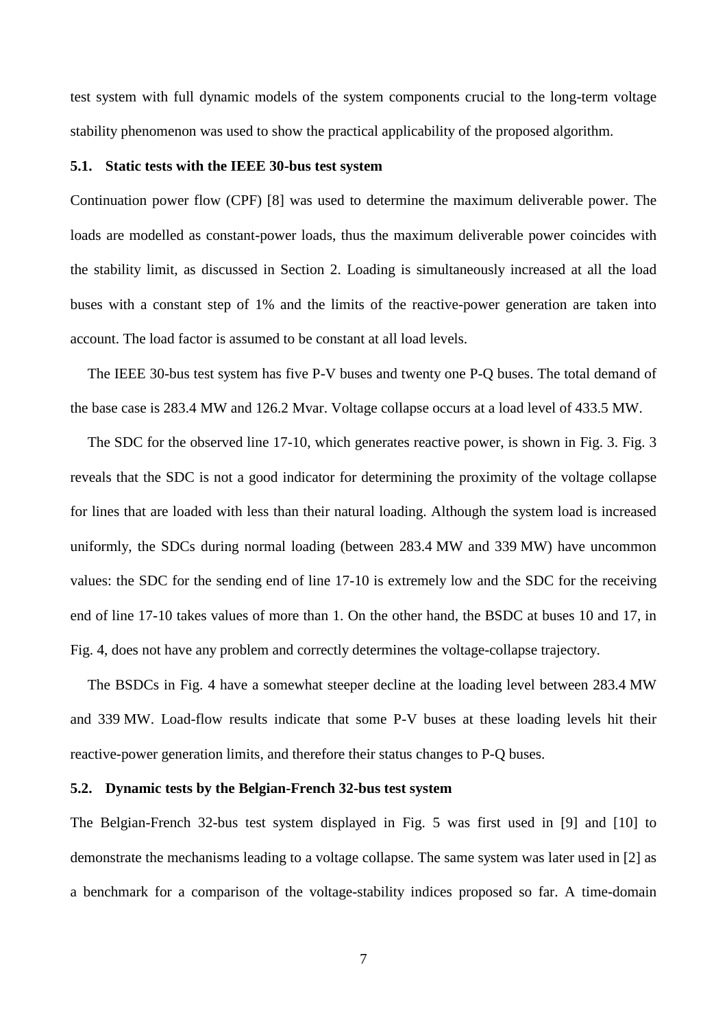test system with full dynamic models of the system components crucial to the long-term voltage stability phenomenon was used to show the practical applicability of the proposed algorithm.

### 5.1. Static tests with the IEEE 30-bus test system

Continuation power flow (CPF) [8] was used to determine the maximum deliverable power. The loads are modelled as constant-power loads, thus the maximum deliverable power coincides with the stability limit, as discussed in Section 2. Loading is simultaneously increased at all the load buses with a constant step of 1% and the limits of the reactive-power generation are taken into account. The load factor is assumed to be constant at all load levels.

The IEEE 30-bus test system has five P-V buses and twenty one P-Q buses. The total demand of the base case is 283.4 MW and 126.2 Mvar. Voltage collapse occurs at a load level of 433.5 MW.

The SDC for the observed line 17-10, which generates reactive power, is shown in Fig. 3. Fig. 3 reveals that the SDC is not a good indicator for determining the proximity of the voltage collapse for lines that are loaded with less than their natural loading. Although the system load is increased uniformly, the SDCs during normal loading (between 283.4 MW and 339 MW) have uncommon values: the SDC for the sending end of line 17-10 is extremely low and the SDC for the receiving end of line 17-10 takes values of more than 1. On the other hand, the BSDC at buses 10 and 17, in Fig. 4, does not have any problem and correctly determines the voltage-collapse trajectory.

The BSDCs in Fig. 4 have a somewhat steeper decline at the loading level between 283.4 MW and 339 MW. Load-flow results indicate that some P-V buses at these loading levels hit their reactive-power generation limits, and therefore their status changes to P-Q buses.

### 5.2. Dynamic tests by the Belgian-French 32-bus test system

The Belgian-French 32-bus test system displayed in Fig. 5 was first used in [9] and [10] to demonstrate the mechanisms leading to a voltage collapse. The same system was later used in [2] as a benchmark for a comparison of the voltage-stability indices proposed so far. A time-domain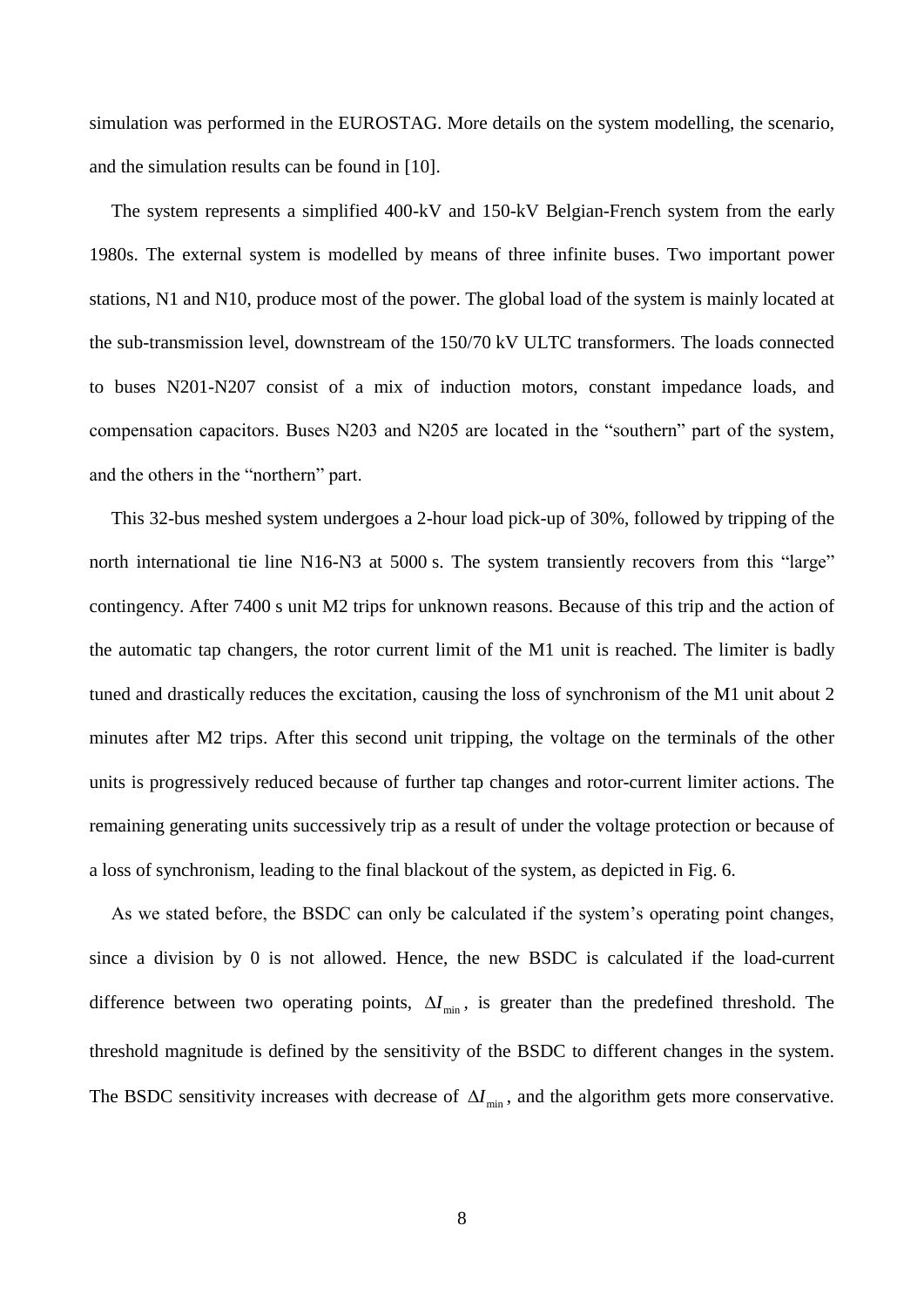simulation was performed in the EUROSTAG. More details on the system modelling, the scenario, and the simulation results can be found in [10].

The system represents a simplified 400-kV and 150-kV Belgian-French system from the early 1980s. The external system is modelled by means of three infinite buses. Two important power stations, N1 and N10, produce most of the power. The global load of the system is mainly located at the sub-transmission level, downstream of the 150/70 kV ULTC transformers. The loads connected to buses N201-N207 consist of a mix of induction motors, constant impedance loads, and compensation capacitors. Buses N203 and N205 are located in the "southern" part of the system, and the others in the "northern" part.

This 32-bus meshed system undergoes a 2-hour load pick-up of 30%, followed by tripping of the north international tie line N16-N3 at 5000 s. The system transiently recovers from this "large" contingency. After 7400 s unit M2 trips for unknown reasons. Because of this trip and the action of the automatic tap changers, the rotor current limit of the M1 unit is reached. The limiter is badly tuned and drastically reduces the excitation, causing the loss of synchronism of the M1 unit about 2 minutes after M2 trips. After this second unit tripping, the voltage on the terminals of the other units is progressively reduced because of further tap changes and rotor-current limiter actions. The remaining generating units successively trip as a result of under the voltage protection or because of a loss of synchronism, leading to the final blackout of the system, as depicted in Fig. 6.

As we stated before, the BSDC can only be calculated if the system's operating point changes, since a division by 0 is not allowed. Hence, the new BSDC is calculated if the load-current difference between two operating points, $\Delta I_{\min}$, is greater than the predefined threshold. The threshold magnitude is defined by the sensitivity of the BSDC to different changes in the system. The BSDC sensitivity increases with decrease of $\Delta I_{\min}$, and the algorithm gets more conservative.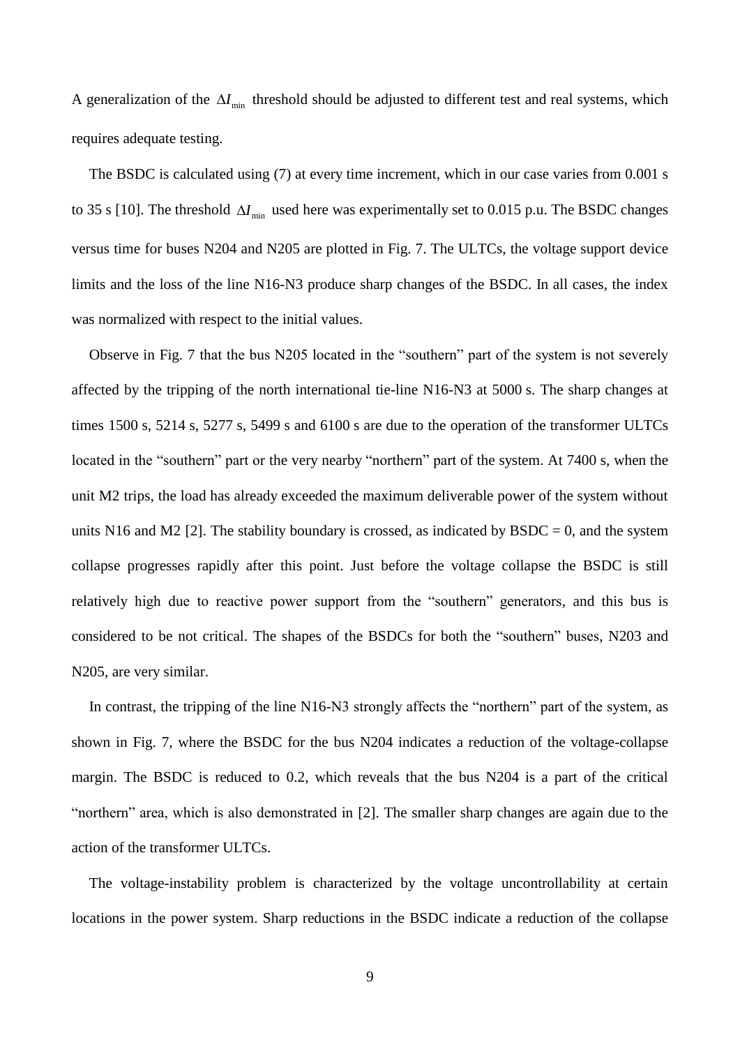A generalization of the $\Delta I_{\min}$ threshold should be adjusted to different test and real systems, which requires adequate testing.

The BSDC is calculated using (7) at every time increment, which in our case varies from 0.001 s to 35 s [10]. The threshold $\Delta I_{\min}$ used here was experimentally set to 0.015 p.u. The BSDC changes versus time for buses N204 and N205 are plotted in Fig. 7. The ULTCs, the voltage support device limits and the loss of the line N16-N3 produce sharp changes of the BSDC. In all cases, the index was normalized with respect to the initial values.

Observe in Fig. 7 that the bus N205 located in the "southern" part of the system is not severely affected by the tripping of the north international tie-line N16-N3 at 5000 s. The sharp changes at times 1500 s, 5214 s, 5277 s, 5499 s and 6100 s are due to the operation of the transformer ULTCs located in the "southern" part or the very nearby "northern" part of the system. At 7400 s, when the unit M2 trips, the load has already exceeded the maximum deliverable power of the system without units N16 and M2 [2]. The stability boundary is crossed, as indicated by BSDC = 0, and the system collapse progresses rapidly after this point. Just before the voltage collapse the BSDC is still relatively high due to reactive power support from the "southern" generators, and this bus is considered to be not critical. The shapes of the BSDCs for both the "southern" buses, N203 and N205, are very similar.

In contrast, the tripping of the line N16-N3 strongly affects the "northern" part of the system, as shown in Fig. 7, where the BSDC for the bus N204 indicates a reduction of the voltage-collapse margin. The BSDC is reduced to 0.2, which reveals that the bus N204 is a part of the critical "northern" area, which is also demonstrated in [2]. The smaller sharp changes are again due to the action of the transformer ULTCs.

The voltage-instability problem is characterized by the voltage uncontrollability at certain locations in the power system. Sharp reductions in the BSDC indicate a reduction of the collapse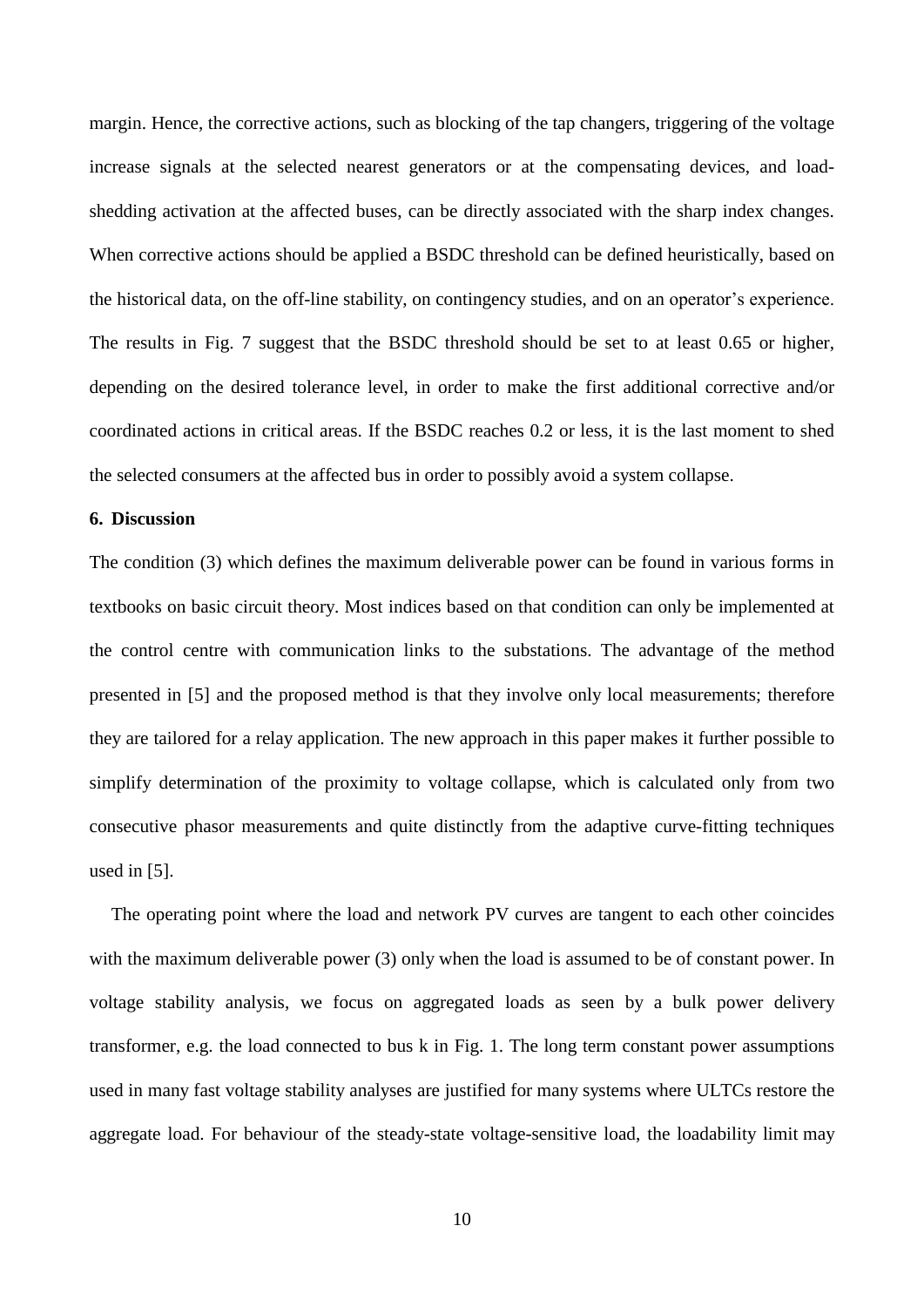margin. Hence, the corrective actions, such as blocking of the tap changers, triggering of the voltage increase signals at the selected nearest generators or at the compensating devices, and load-shedding activation at the affected buses, can be directly associated with the sharp index changes. When corrective actions should be applied a BSDC threshold can be defined heuristically, based on the historical data, on the off-line stability, on contingency studies, and on an operator's experience. The results in Fig. 7 suggest that the BSDC threshold should be set to at least 0.65 or higher, depending on the desired tolerance level, in order to make the first additional corrective and/or coordinated actions in critical areas. If the BSDC reaches 0.2 or less, it is the last moment to shed the selected consumers at the affected bus in order to possibly avoid a system collapse.

## 6. Discussion

The condition (3) which defines the maximum deliverable power can be found in various forms in textbooks on basic circuit theory. Most indices based on that condition can only be implemented at the control centre with communication links to the substations. The advantage of the method presented in [5] and the proposed method is that they involve only local measurements; therefore they are tailored for a relay application. The new approach in this paper makes it further possible to simplify determination of the proximity to voltage collapse, which is calculated only from two consecutive phasor measurements and quite distinctly from the adaptive curve-fitting techniques used in [5].

The operating point where the load and network PV curves are tangent to each other coincides with the maximum deliverable power (3) only when the load is assumed to be of constant power. In voltage stability analysis, we focus on aggregated loads as seen by a bulk power delivery transformer, e.g. the load connected to bus k in Fig. 1. The long term constant power assumptions used in many fast voltage stability analyses are justified for many systems where ULTCs restore the aggregate load. For behaviour of the steady-state voltage-sensitive load, the loadability limit may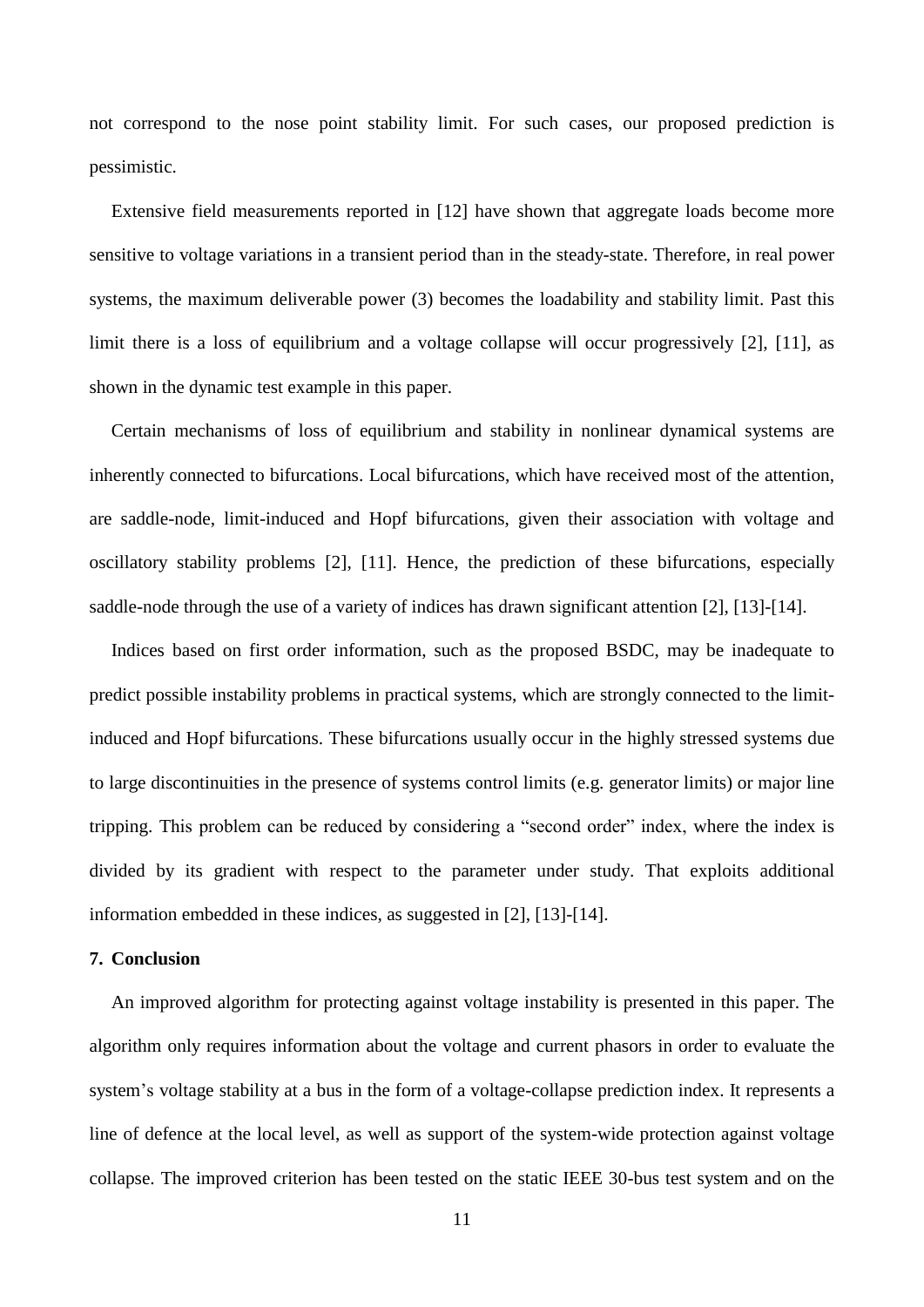not correspond to the nose point stability limit. For such cases, our proposed prediction is pessimistic.

Extensive field measurements reported in [12] have shown that aggregate loads become more sensitive to voltage variations in a transient period than in the steady-state. Therefore, in real power systems, the maximum deliverable power (3) becomes the loadability and stability limit. Past this limit there is a loss of equilibrium and a voltage collapse will occur progressively [2], [11], as shown in the dynamic test example in this paper.

Certain mechanisms of loss of equilibrium and stability in nonlinear dynamical systems are inherently connected to bifurcations. Local bifurcations, which have received most of the attention, are saddle-node, limit-induced and Hopf bifurcations, given their association with voltage and oscillatory stability problems [2], [11]. Hence, the prediction of these bifurcations, especially saddle-node through the use of a variety of indices has drawn significant attention [2], [13]-[14].

Indices based on first order information, such as the proposed BSDC, may be inadequate to predict possible instability problems in practical systems, which are strongly connected to the limit-induced and Hopf bifurcations. These bifurcations usually occur in the highly stressed systems due to large discontinuities in the presence of systems control limits (e.g. generator limits) or major line tripping. This problem can be reduced by considering a "second order" index, where the index is divided by its gradient with respect to the parameter under study. That exploits additional information embedded in these indices, as suggested in [2], [13]-[14].

## 7. Conclusion

An improved algorithm for protecting against voltage instability is presented in this paper. The algorithm only requires information about the voltage and current phasors in order to evaluate the system's voltage stability at a bus in the form of a voltage-collapse prediction index. It represents a line of defence at the local level, as well as support of the system-wide protection against voltage collapse. The improved criterion has been tested on the static IEEE 30-bus test system and on the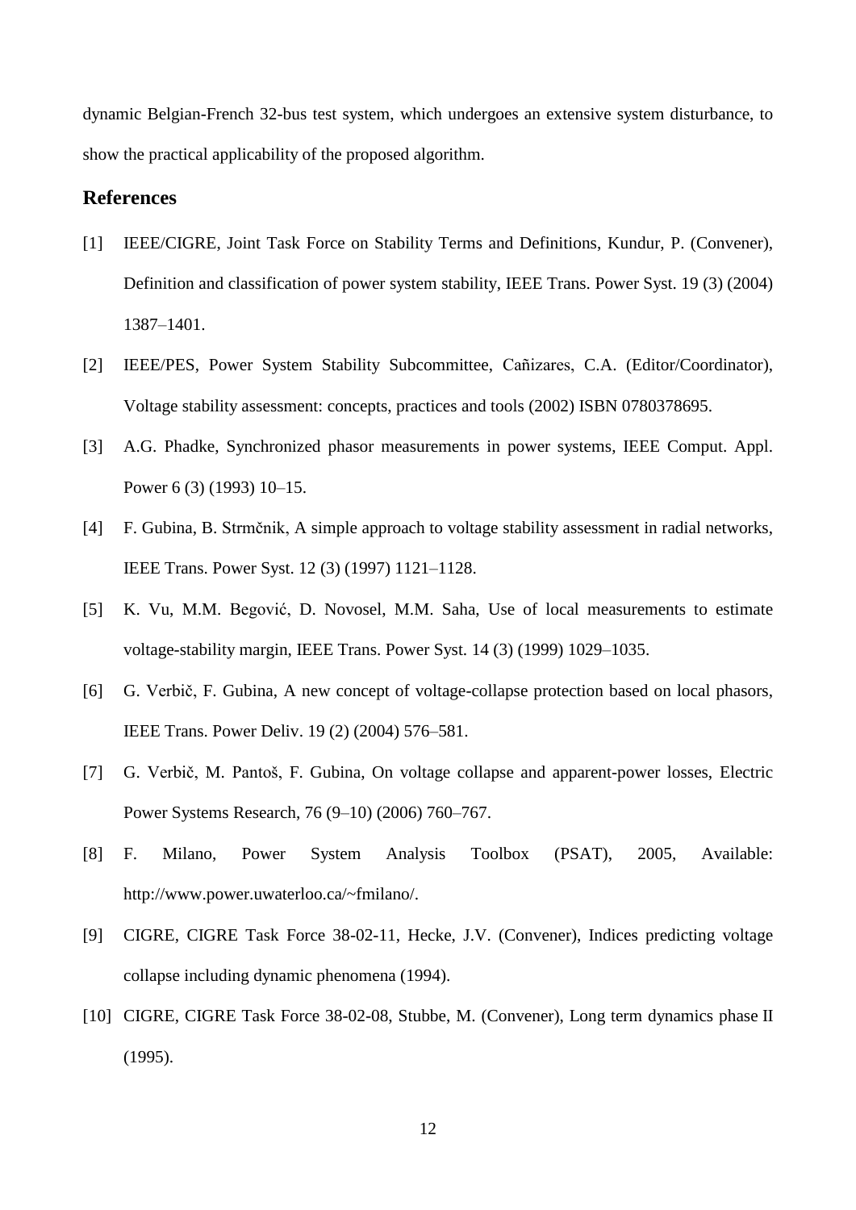dynamic Belgian-French 32-bus test system, which undergoes an extensive system disturbance, to show the practical applicability of the proposed algorithm.

## References

[1] IEEE/CIGRE, Joint Task Force on Stability Terms and Definitions, Kundur, P. (Convener), Definition and classification of power system stability, IEEE Trans. Power Syst. 19 (3) (2004) 1387–1401.

[2] IEEE/PES, Power System Stability Subcommittee, Cañizares, C.A. (Editor/Coordinator), Voltage stability assessment: concepts, practices and tools (2002) ISBN 0780378695.

[3] A.G. Phadke, Synchronized phasor measurements in power systems, IEEE Comput. Appl. Power 6 (3) (1993) 10–15.

[4] F. Gubina, B. Strmčnik, A simple approach to voltage stability assessment in radial networks, IEEE Trans. Power Syst. 12 (3) (1997) 1121–1128.

[5] K. Vu, M.M. Begović, D. Novosel, M.M. Saha, Use of local measurements to estimate voltage-stability margin, IEEE Trans. Power Syst. 14 (3) (1999) 1029–1035.

[6] G. Verbič, F. Gubina, A new concept of voltage-collapse protection based on local phasors, IEEE Trans. Power Deliv. 19 (2) (2004) 576–581.

[7] G. Verbič, M. Pantoš, F. Gubina, On voltage collapse and apparent-power losses, Electric Power Systems Research, 76 (9–10) (2006) 760–767.

[8] F. Milano, Power System Analysis Toolbox (PSAT), 2005, Available: http://www.power.uwaterloo.ca/~fmilano/.

[9] CIGRE, CIGRE Task Force 38-02-11, Hecke, J.V. (Convener), Indices predicting voltage collapse including dynamic phenomena (1994).

[10] CIGRE, CIGRE Task Force 38-02-08, Stubbe, M. (Convener), Long term dynamics phase II (1995).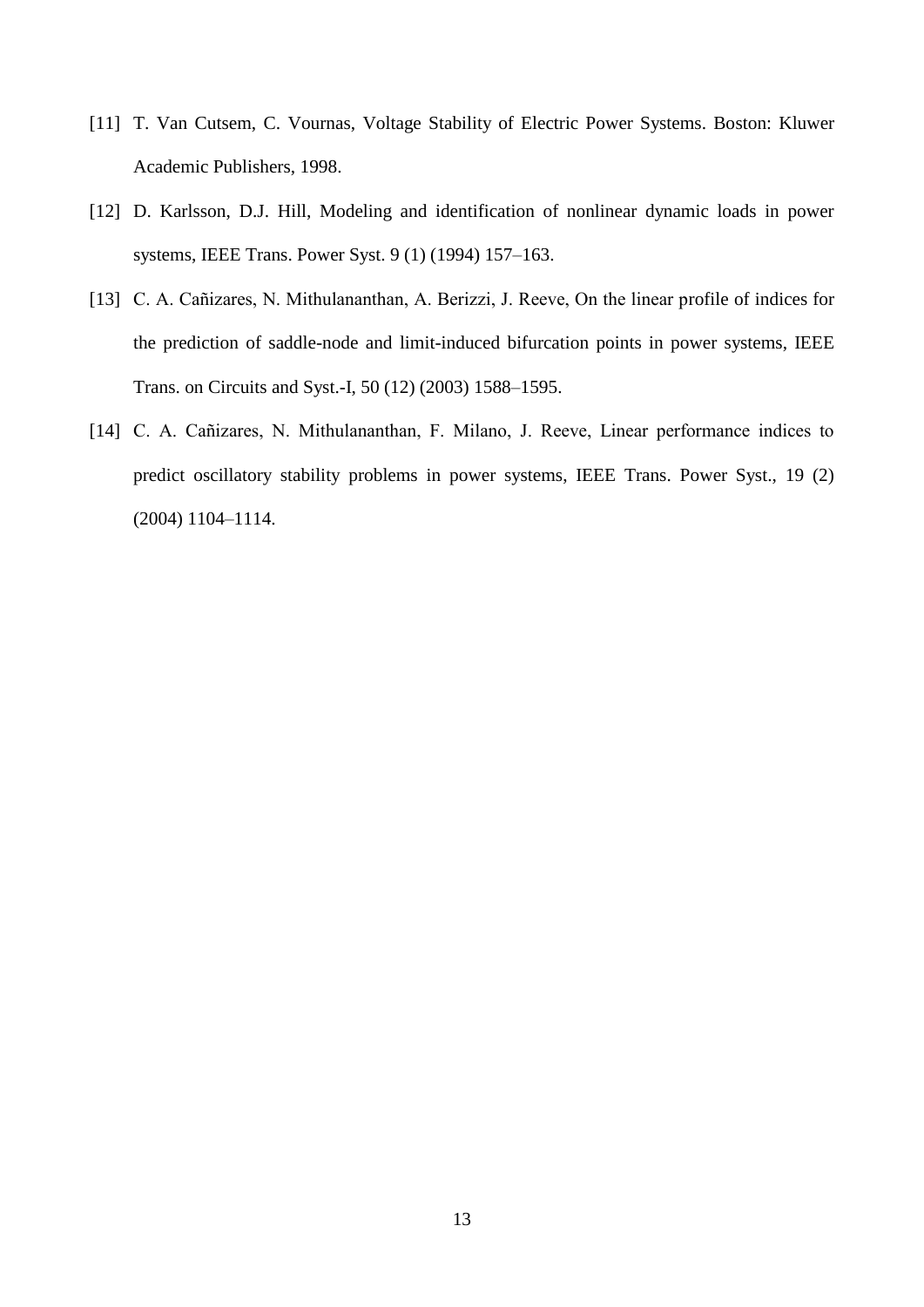[11] T. Van Cutsem, C. Vournas, Voltage Stability of Electric Power Systems. Boston: Kluwer Academic Publishers, 1998.

[12] D. Karlsson, D.J. Hill, Modeling and identification of nonlinear dynamic loads in power systems, IEEE Trans. Power Syst. 9 (1) (1994) 157–163.

[13] C. A. Cañizares, N. Mithulananthan, A. Berizzi, J. Reeve, On the linear profile of indices for the prediction of saddle-node and limit-induced bifurcation points in power systems, IEEE Trans. on Circuits and Syst.-I, 50 (12) (2003) 1588–1595.

[14] C. A. Cañizares, N. Mithulananthan, F. Milano, J. Reeve, Linear performance indices to predict oscillatory stability problems in power systems, IEEE Trans. Power Syst., 19 (2) (2004) 1104–1114.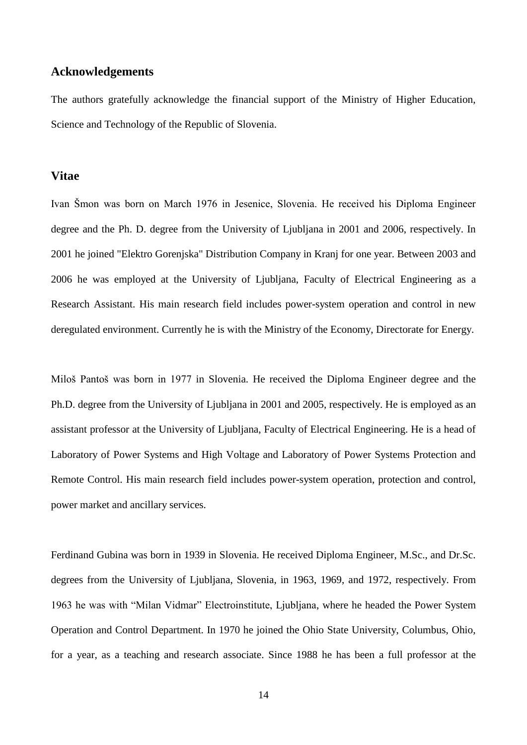## Acknowledgements

The authors gratefully acknowledge the financial support of the Ministry of Higher Education, Science and Technology of the Republic of Slovenia.

## Vitae

Ivan Šmon was born on March 1976 in Jesenice, Slovenia. He received his Diploma Engineer degree and the Ph. D. degree from the University of Ljubljana in 2001 and 2006, respectively. In 2001 he joined "Elektro Gorenjska" Distribution Company in Kranj for one year. Between 2003 and 2006 he was employed at the University of Ljubljana, Faculty of Electrical Engineering as a Research Assistant. His main research field includes power-system operation and control in new deregulated environment. Currently he is with the Ministry of the Economy, Directorate for Energy.

Miloš Pantoš was born in 1977 in Slovenia. He received the Diploma Engineer degree and the Ph.D. degree from the University of Ljubljana in 2001 and 2005, respectively. He is employed as an assistant professor at the University of Ljubljana, Faculty of Electrical Engineering. He is a head of Laboratory of Power Systems and High Voltage and Laboratory of Power Systems Protection and Remote Control. His main research field includes power-system operation, protection and control, power market and ancillary services.

Ferdinand Gubina was born in 1939 in Slovenia. He received Diploma Engineer, M.Sc., and Dr.Sc. degrees from the University of Ljubljana, Slovenia, in 1963, 1969, and 1972, respectively. From 1963 he was with "Milan Vidmar" Electroinstitute, Ljubljana, where he headed the Power System Operation and Control Department. In 1970 he joined the Ohio State University, Columbus, Ohio, for a year, as a teaching and research associate. Since 1988 he has been a full professor at the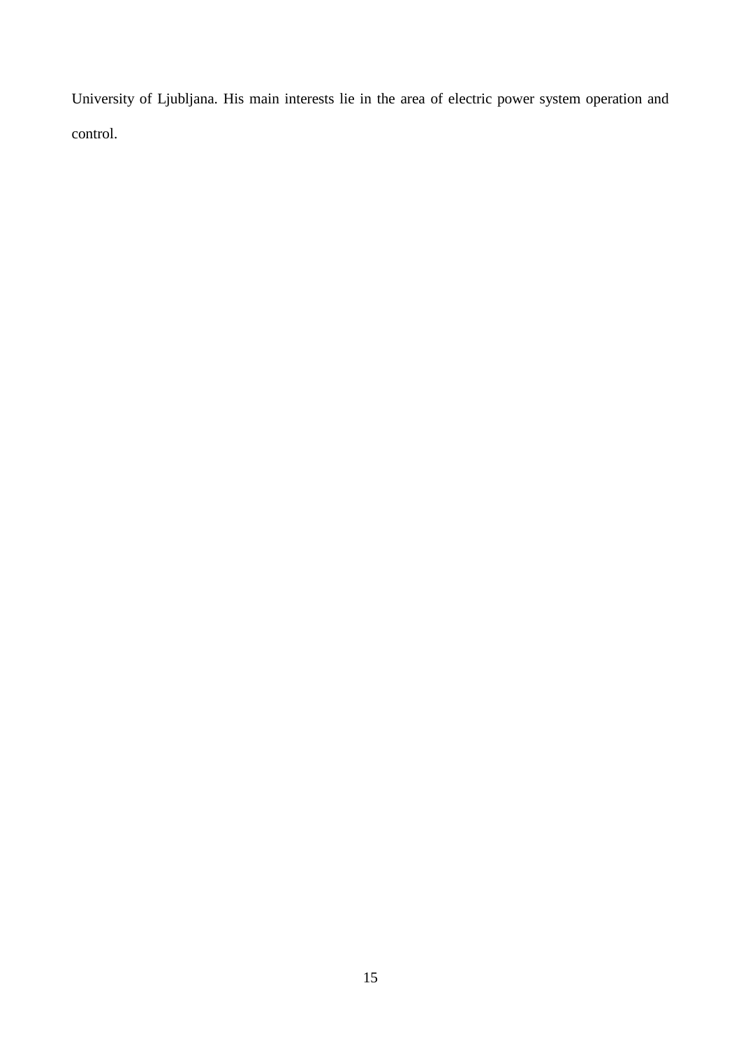University of Ljubljana. His main interests lie in the area of electric power system operation and control.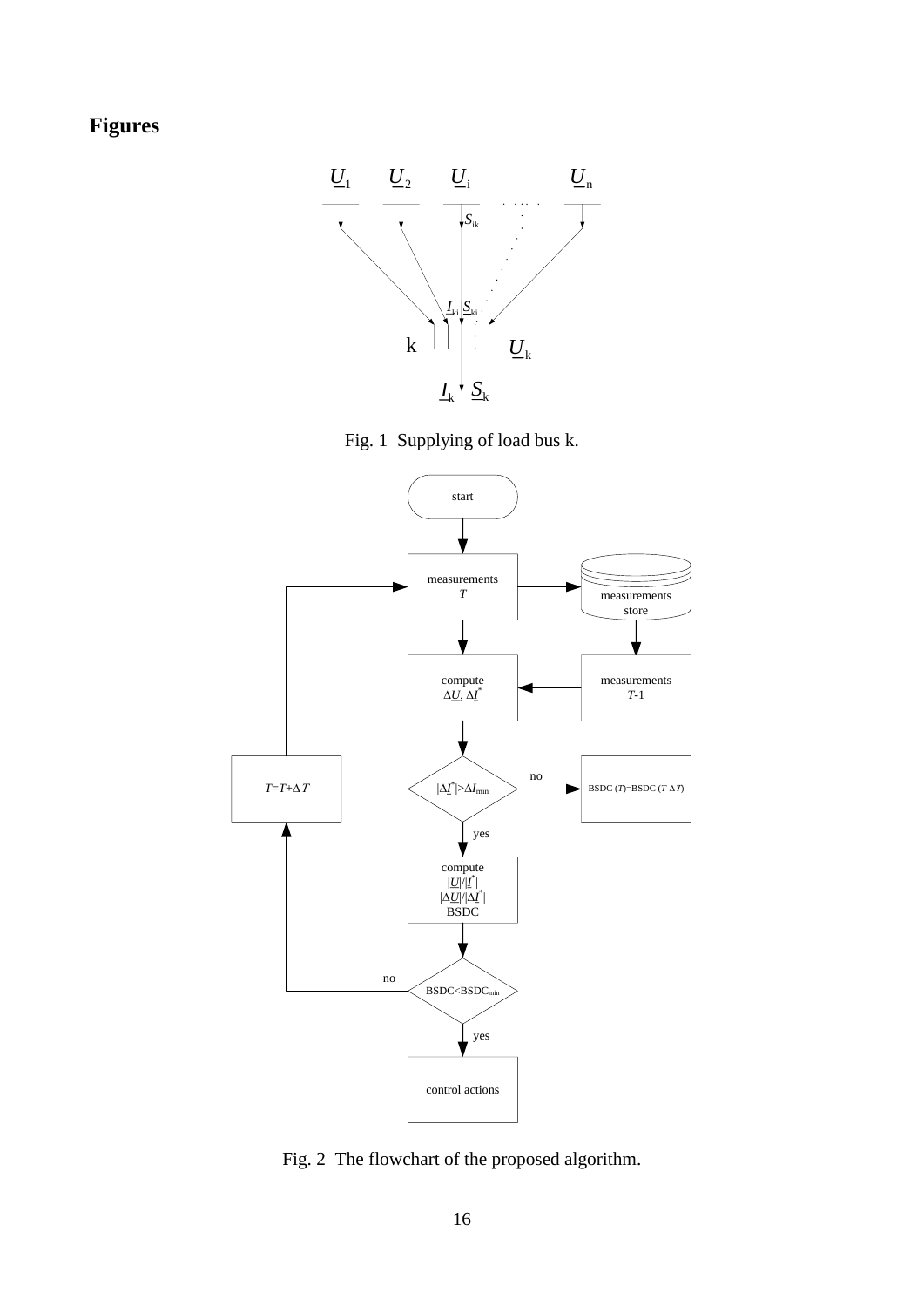# Figures

Fig. 1  Supplying of load bus k.

Fig. 2  The flowchart of the proposed algorithm.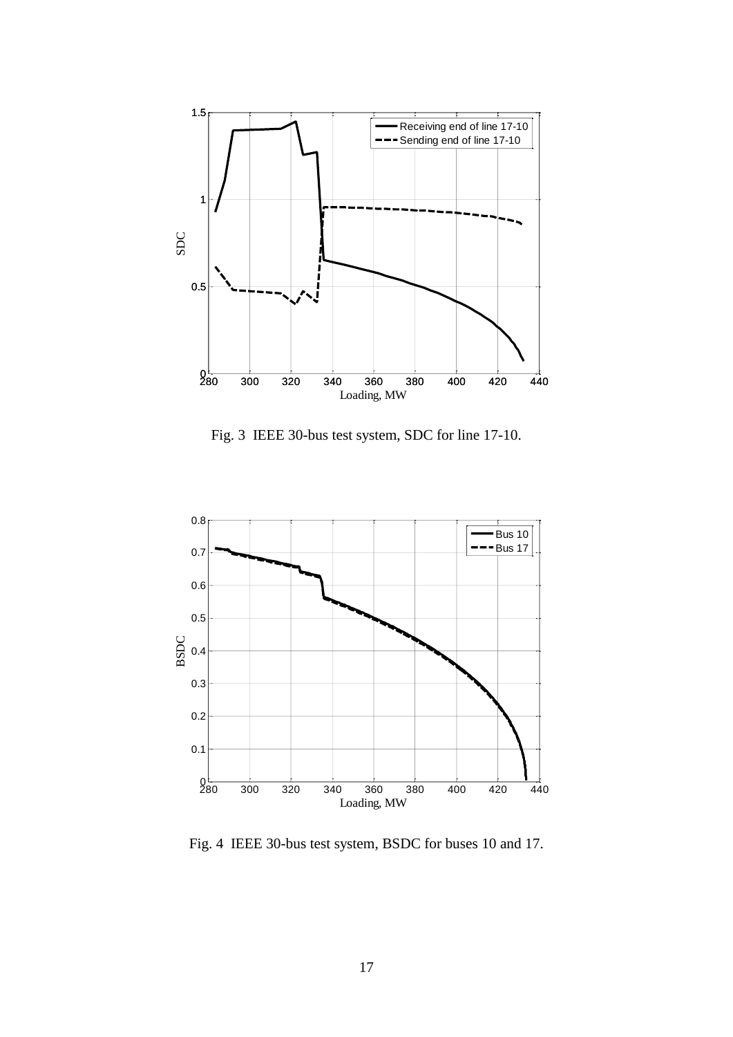Fig. 3 IEEE 30-bus test system, SDC for line 17-10.

Fig. 4 IEEE 30-bus test system, BSDC for buses 10 and 17.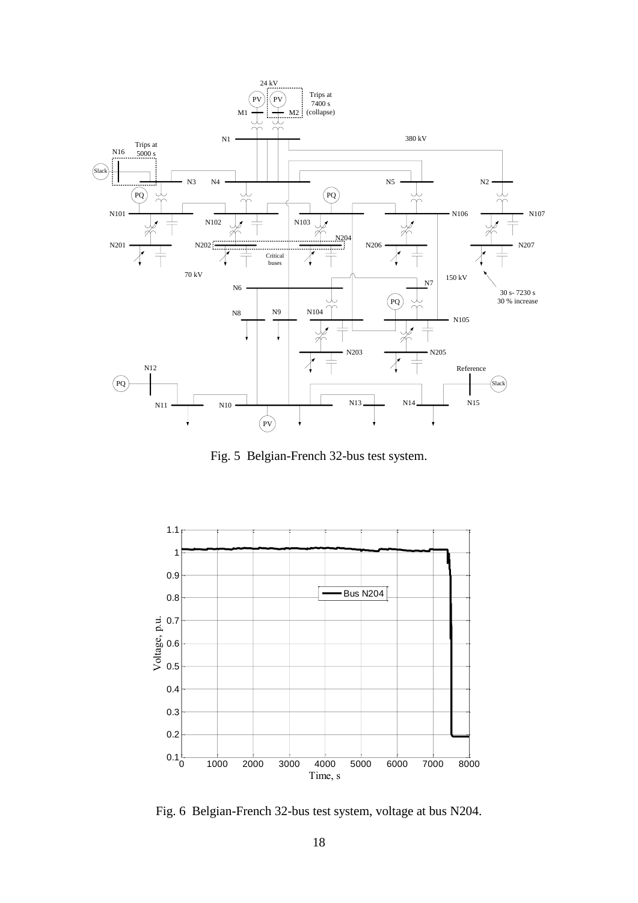Fig. 5  Belgian-French 32-bus test system.

Fig. 6  Belgian-French 32-bus test system, voltage at bus N204.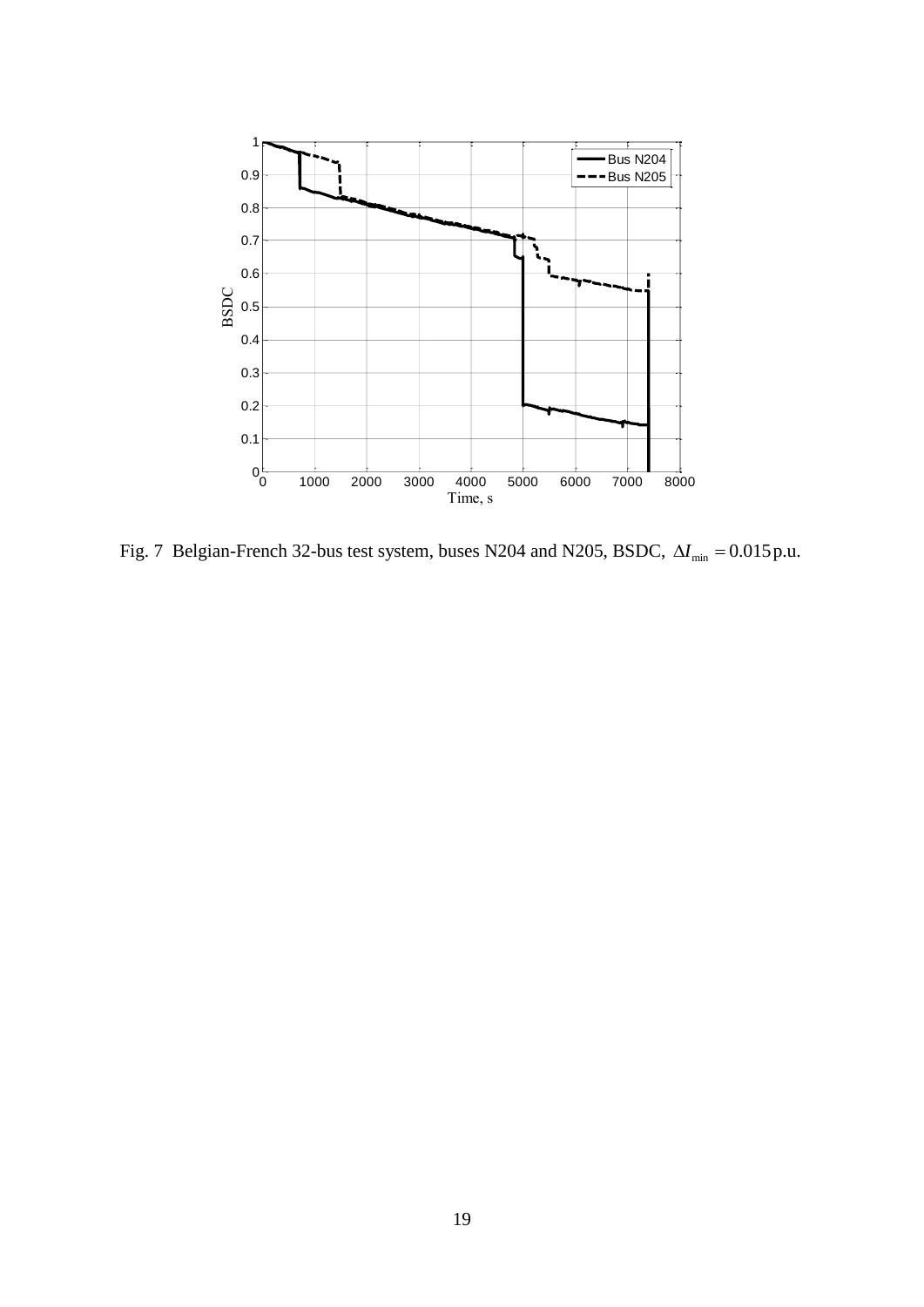1
0.9
0.8
0.7
0.6
0.5
0.4
0.3
0.2
0.1
0

BSDC

0 1000 2000 3000 4000 5000 6000 7000 8000

Time, s

Bus N204

Bus N205

Fig. 7 Belgian-French 32-bus test system, buses N204 and N205, BSDC, $\Delta I_{\min} = 0.015\,\text{p.u.}$